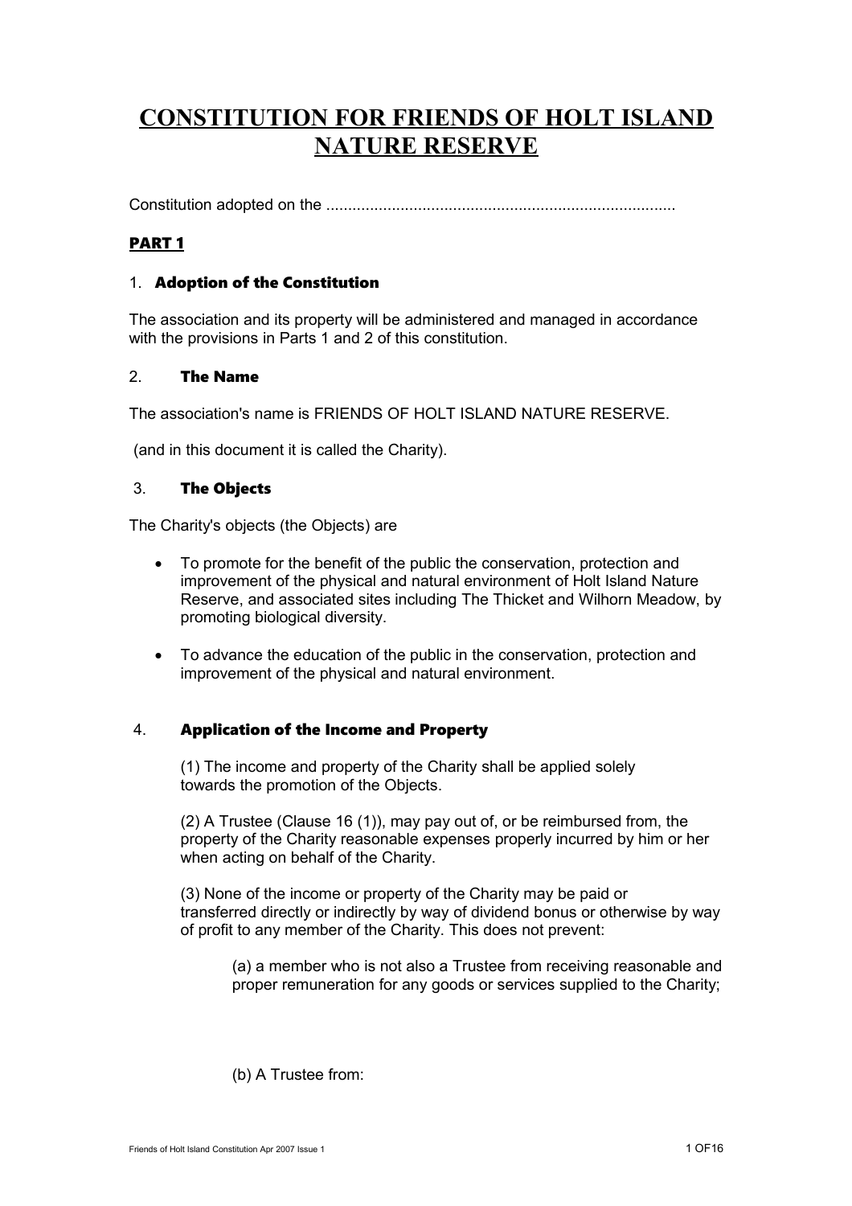# CONSTITUTION FOR FRIENDS OF HOLT ISLAND NATURE RESERVE

Constitution adopted on the ...............................................................................

## PART 1

### 1. Adoption of the Constitution

The association and its property will be administered and managed in accordance with the provisions in Parts 1 and 2 of this constitution.

### 2. The Name

The association's name is FRIENDS OF HOLT ISLAND NATURE RESERVE.

(and in this document it is called the Charity).

### 3. The Objects

The Charity's objects (the Objects) are

- To promote for the benefit of the public the conservation, protection and improvement of the physical and natural environment of Holt Island Nature Reserve, and associated sites including The Thicket and Wilhorn Meadow, by promoting biological diversity.
- To advance the education of the public in the conservation, protection and improvement of the physical and natural environment.

### 4. Application of the Income and Property

(1) The income and property of the Charity shall be applied solely towards the promotion of the Objects.

(2) A Trustee (Clause 16 (1)), may pay out of, or be reimbursed from, the property of the Charity reasonable expenses properly incurred by him or her when acting on behalf of the Charity.

(3) None of the income or property of the Charity may be paid or transferred directly or indirectly by way of dividend bonus or otherwise by way of profit to any member of the Charity. This does not prevent:

(a) a member who is not also a Trustee from receiving reasonable and proper remuneration for any goods or services supplied to the Charity;

(b) A Trustee from: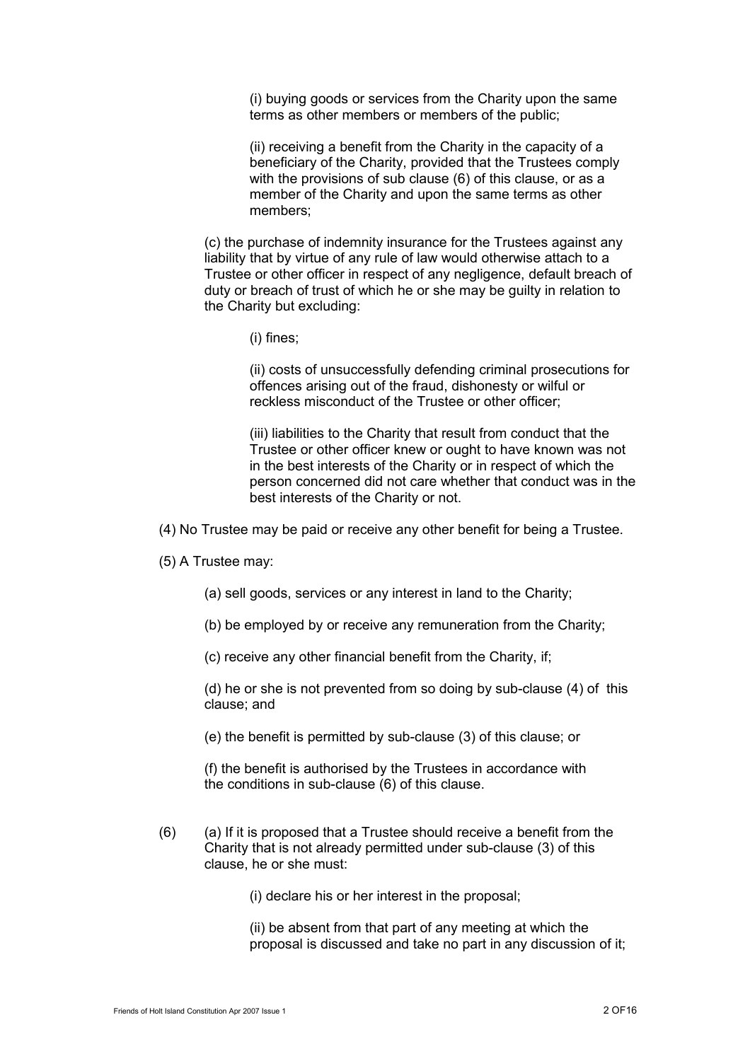(i) buying goods or services from the Charity upon the same terms as other members or members of the public;

(ii) receiving a benefit from the Charity in the capacity of a beneficiary of the Charity, provided that the Trustees comply with the provisions of sub clause (6) of this clause, or as a member of the Charity and upon the same terms as other members;

(c) the purchase of indemnity insurance for the Trustees against any liability that by virtue of any rule of law would otherwise attach to a Trustee or other officer in respect of any negligence, default breach of duty or breach of trust of which he or she may be guilty in relation to the Charity but excluding:

(i) fines;

(ii) costs of unsuccessfully defending criminal prosecutions for offences arising out of the fraud, dishonesty or wilful or reckless misconduct of the Trustee or other officer;

(iii) liabilities to the Charity that result from conduct that the Trustee or other officer knew or ought to have known was not in the best interests of the Charity or in respect of which the person concerned did not care whether that conduct was in the best interests of the Charity or not.

(4) No Trustee may be paid or receive any other benefit for being a Trustee.

(5) A Trustee may:

(a) sell goods, services or any interest in land to the Charity;

(b) be employed by or receive any remuneration from the Charity;

(c) receive any other financial benefit from the Charity, if;

(d) he or she is not prevented from so doing by sub-clause (4) of this clause; and

(e) the benefit is permitted by sub-clause (3) of this clause; or

(f) the benefit is authorised by the Trustees in accordance with the conditions in sub-clause (6) of this clause.

(6) (a) If it is proposed that a Trustee should receive a benefit from the Charity that is not already permitted under sub-clause (3) of this clause, he or she must:

(i) declare his or her interest in the proposal;

(ii) be absent from that part of any meeting at which the proposal is discussed and take no part in any discussion of it;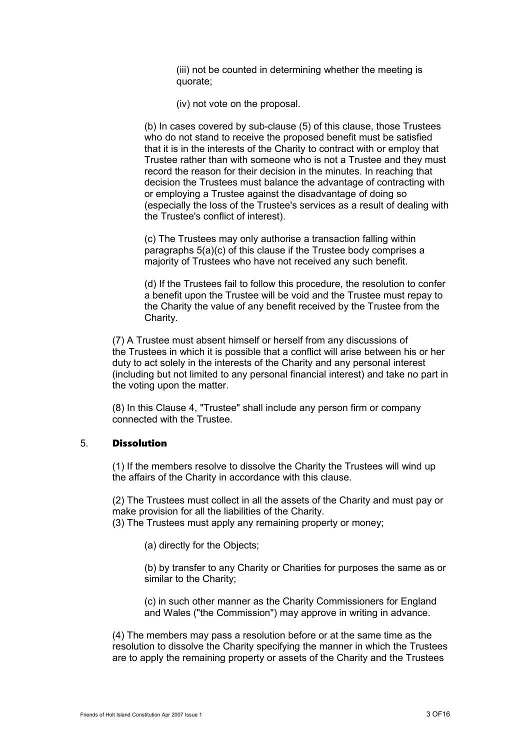(iii) not be counted in determining whether the meeting is quorate;

(iv) not vote on the proposal.

(b) In cases covered by sub-clause (5) of this clause, those Trustees who do not stand to receive the proposed benefit must be satisfied that it is in the interests of the Charity to contract with or employ that Trustee rather than with someone who is not a Trustee and they must record the reason for their decision in the minutes. In reaching that decision the Trustees must balance the advantage of contracting with or employing a Trustee against the disadvantage of doing so (especially the loss of the Trustee's services as a result of dealing with the Trustee's conflict of interest).

(c) The Trustees may only authorise a transaction falling within paragraphs 5(a)(c) of this clause if the Trustee body comprises a majority of Trustees who have not received any such benefit.

(d) If the Trustees fail to follow this procedure, the resolution to confer a benefit upon the Trustee will be void and the Trustee must repay to the Charity the value of any benefit received by the Trustee from the Charity.

(7) A Trustee must absent himself or herself from any discussions of the Trustees in which it is possible that a conflict will arise between his or her duty to act solely in the interests of the Charity and any personal interest (including but not limited to any personal financial interest) and take no part in the voting upon the matter.

(8) In this Clause 4, "Trustee" shall include any person firm or company connected with the Trustee.

## 5. Dissolution

(1) If the members resolve to dissolve the Charity the Trustees will wind up the affairs of the Charity in accordance with this clause.

(2) The Trustees must collect in all the assets of the Charity and must pay or make provision for all the liabilities of the Charity.
(3) The Trustees must apply any remaining property or money;

(a) directly for the Objects;

(b) by transfer to any Charity or Charities for purposes the same as or similar to the Charity;

(c) in such other manner as the Charity Commissioners for England and Wales ("the Commission") may approve in writing in advance.

(4) The members may pass a resolution before or at the same time as the resolution to dissolve the Charity specifying the manner in which the Trustees are to apply the remaining property or assets of the Charity and the Trustees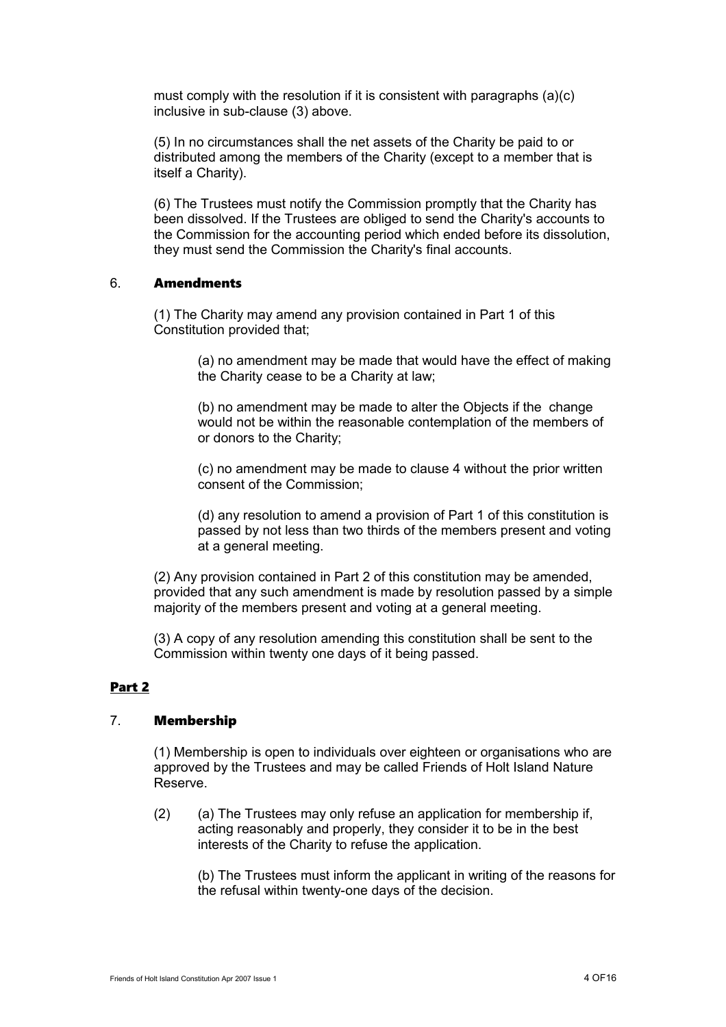must comply with the resolution if it is consistent with paragraphs (a)(c) inclusive in sub-clause (3) above.

(5) In no circumstances shall the net assets of the Charity be paid to or distributed among the members of the Charity (except to a member that is itself a Charity).

(6) The Trustees must notify the Commission promptly that the Charity has been dissolved. If the Trustees are obliged to send the Charity's accounts to the Commission for the accounting period which ended before its dissolution, they must send the Commission the Charity's final accounts.

### 6. **Amendments**

(1) The Charity may amend any provision contained in Part 1 of this Constitution provided that;

(a) no amendment may be made that would have the effect of making the Charity cease to be a Charity at law;

(b) no amendment may be made to alter the Objects if the change would not be within the reasonable contemplation of the members of or donors to the Charity;

(c) no amendment may be made to clause 4 without the prior written consent of the Commission;

(d) any resolution to amend a provision of Part 1 of this constitution is passed by not less than two thirds of the members present and voting at a general meeting.

(2) Any provision contained in Part 2 of this constitution may be amended, provided that any such amendment is made by resolution passed by a simple majority of the members present and voting at a general meeting.

(3) A copy of any resolution amending this constitution shall be sent to the Commission within twenty one days of it being passed.

## **Part 2**

### 7. **Membership**

(1) Membership is open to individuals over eighteen or organisations who are approved by the Trustees and may be called Friends of Holt Island Nature Reserve.

(2) (a) The Trustees may only refuse an application for membership if, acting reasonably and properly, they consider it to be in the best interests of the Charity to refuse the application.

(b) The Trustees must inform the applicant in writing of the reasons for the refusal within twenty-one days of the decision.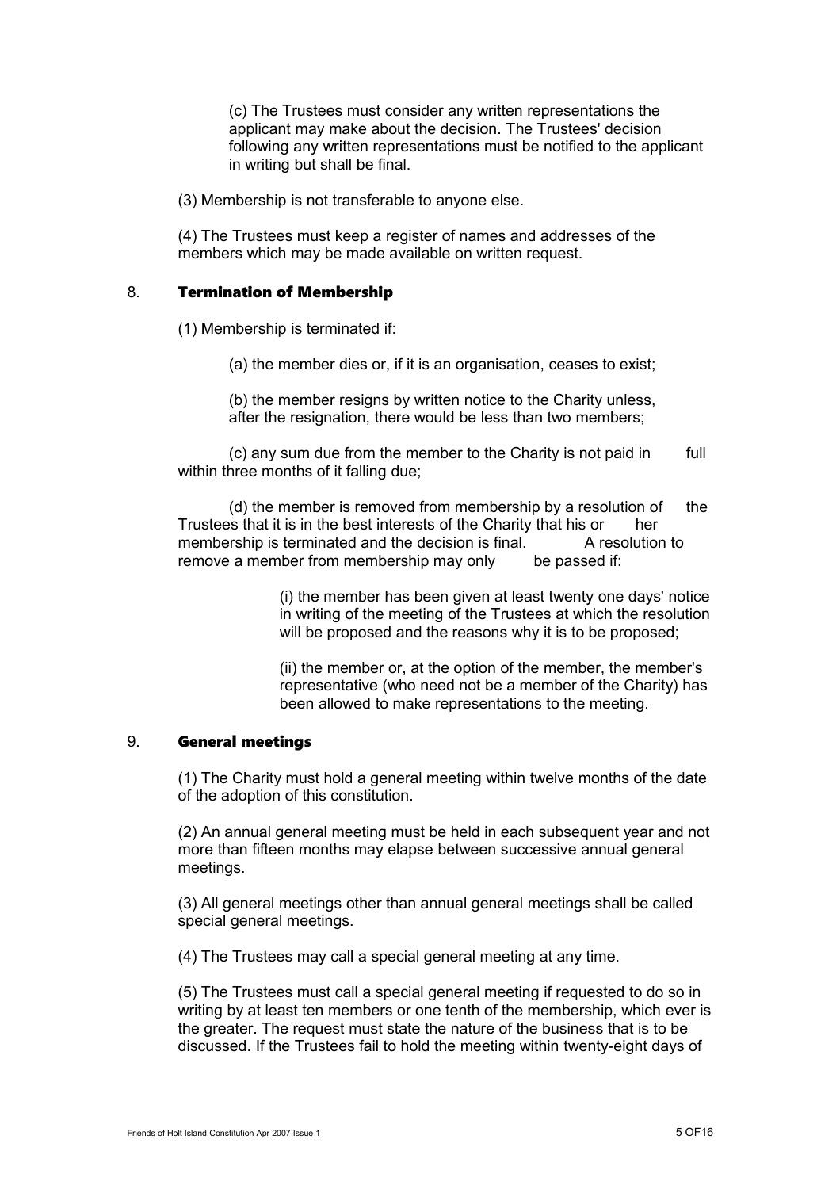(c) The Trustees must consider any written representations the applicant may make about the decision. The Trustees' decision following any written representations must be notified to the applicant in writing but shall be final.

(3) Membership is not transferable to anyone else.

(4) The Trustees must keep a register of names and addresses of the members which may be made available on written request.

## 8. Termination of Membership

(1) Membership is terminated if:

(a) the member dies or, if it is an organisation, ceases to exist;

(b) the member resigns by written notice to the Charity unless, after the resignation, there would be less than two members;

(c) any sum due from the member to the Charity is not paid in full within three months of it falling due;

(d) the member is removed from membership by a resolution of the Trustees that it is in the best interests of the Charity that his or her membership is terminated and the decision is final. A resolution to remove a member from membership may only be passed if:

(i) the member has been given at least twenty one days' notice in writing of the meeting of the Trustees at which the resolution will be proposed and the reasons why it is to be proposed;

(ii) the member or, at the option of the member, the member's representative (who need not be a member of the Charity) has been allowed to make representations to the meeting.

## 9. General meetings

(1) The Charity must hold a general meeting within twelve months of the date of the adoption of this constitution.

(2) An annual general meeting must be held in each subsequent year and not more than fifteen months may elapse between successive annual general meetings.

(3) All general meetings other than annual general meetings shall be called special general meetings.

(4) The Trustees may call a special general meeting at any time.

(5) The Trustees must call a special general meeting if requested to do so in writing by at least ten members or one tenth of the membership, which ever is the greater. The request must state the nature of the business that is to be discussed. If the Trustees fail to hold the meeting within twenty-eight days of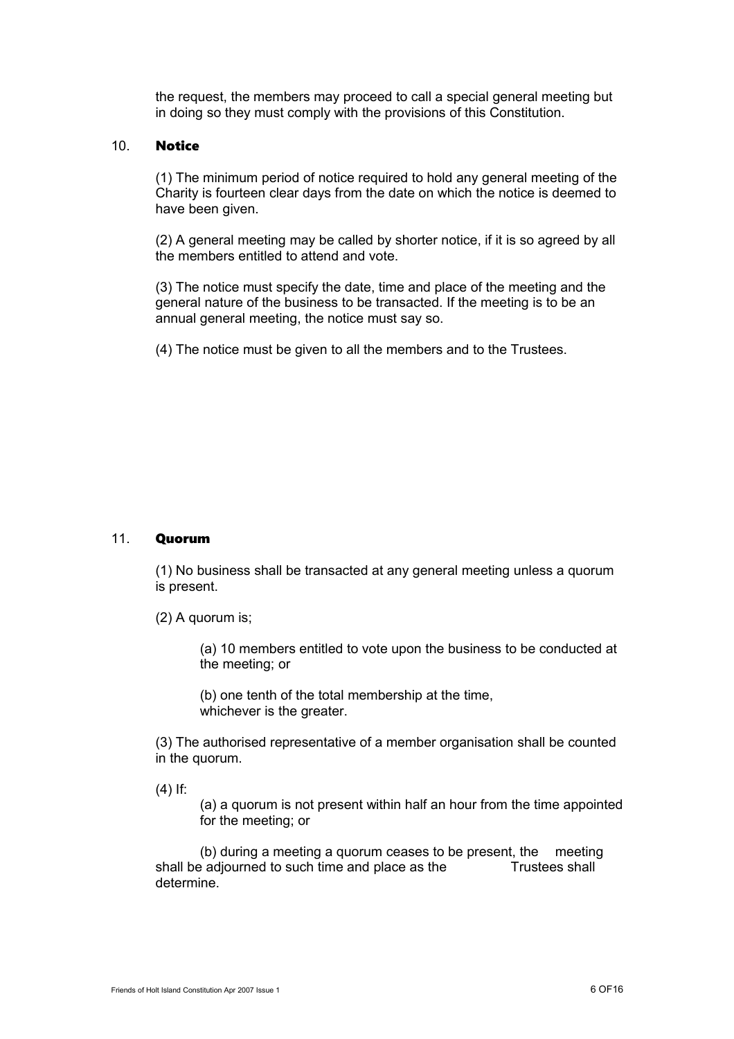the request, the members may proceed to call a special general meeting but in doing so they must comply with the provisions of this Constitution.

## 10. **Notice**

(1) The minimum period of notice required to hold any general meeting of the Charity is fourteen clear days from the date on which the notice is deemed to have been given.

(2) A general meeting may be called by shorter notice, if it is so agreed by all the members entitled to attend and vote.

(3) The notice must specify the date, time and place of the meeting and the general nature of the business to be transacted. If the meeting is to be an annual general meeting, the notice must say so.

(4) The notice must be given to all the members and to the Trustees.

## 11. **Quorum**

(1) No business shall be transacted at any general meeting unless a quorum is present.

(2) A quorum is;

(a) 10 members entitled to vote upon the business to be conducted at the meeting; or

(b) one tenth of the total membership at the time, whichever is the greater.

(3) The authorised representative of a member organisation shall be counted in the quorum.

(4) If:

(a) a quorum is not present within half an hour from the time appointed for the meeting; or

(b) during a meeting a quorum ceases to be present, the meeting shall be adjourned to such time and place as the Trustees shall determine.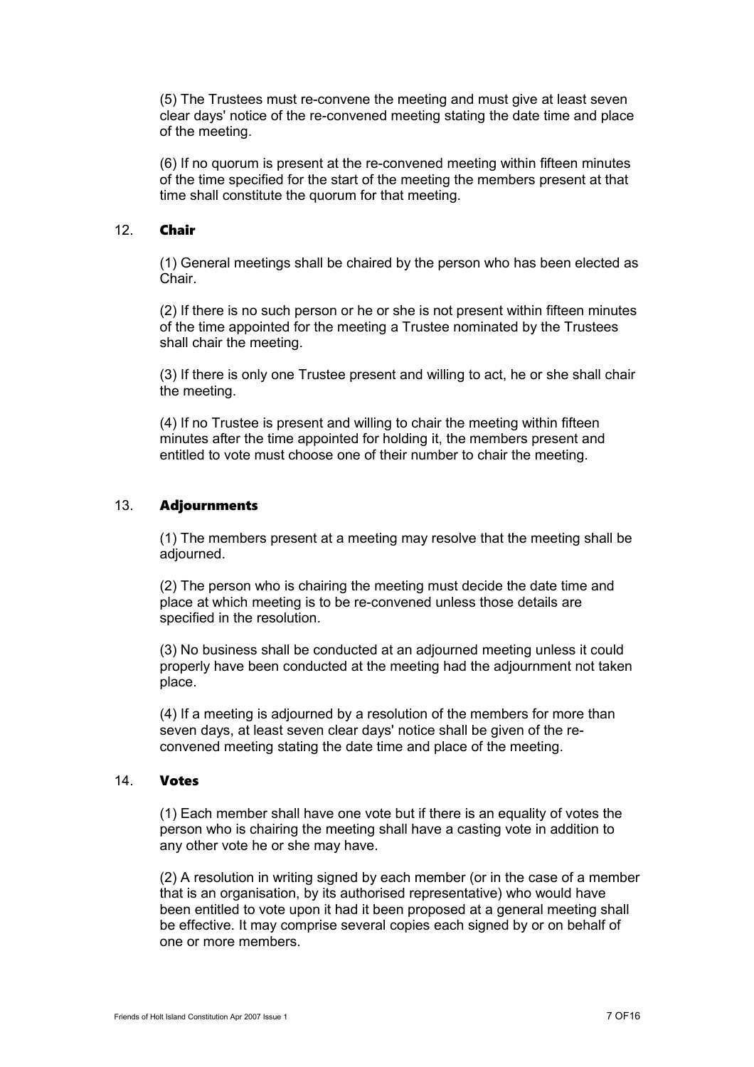(5) The Trustees must re-convene the meeting and must give at least seven clear days' notice of the re-convened meeting stating the date time and place of the meeting.

(6) If no quorum is present at the re-convened meeting within fifteen minutes of the time specified for the start of the meeting the members present at that time shall constitute the quorum for that meeting.

## 12. Chair

(1) General meetings shall be chaired by the person who has been elected as Chair.

(2) If there is no such person or he or she is not present within fifteen minutes of the time appointed for the meeting a Trustee nominated by the Trustees shall chair the meeting.

(3) If there is only one Trustee present and willing to act, he or she shall chair the meeting.

(4) If no Trustee is present and willing to chair the meeting within fifteen minutes after the time appointed for holding it, the members present and entitled to vote must choose one of their number to chair the meeting.

## 13. Adjournments

(1) The members present at a meeting may resolve that the meeting shall be adjourned.

(2) The person who is chairing the meeting must decide the date time and place at which meeting is to be re-convened unless those details are specified in the resolution.

(3) No business shall be conducted at an adjourned meeting unless it could properly have been conducted at the meeting had the adjournment not taken place.

(4) If a meeting is adjourned by a resolution of the members for more than seven days, at least seven clear days' notice shall be given of the re-convened meeting stating the date time and place of the meeting.

## 14. Votes

(1) Each member shall have one vote but if there is an equality of votes the person who is chairing the meeting shall have a casting vote in addition to any other vote he or she may have.

(2) A resolution in writing signed by each member (or in the case of a member that is an organisation, by its authorised representative) who would have been entitled to vote upon it had it been proposed at a general meeting shall be effective. It may comprise several copies each signed by or on behalf of one or more members.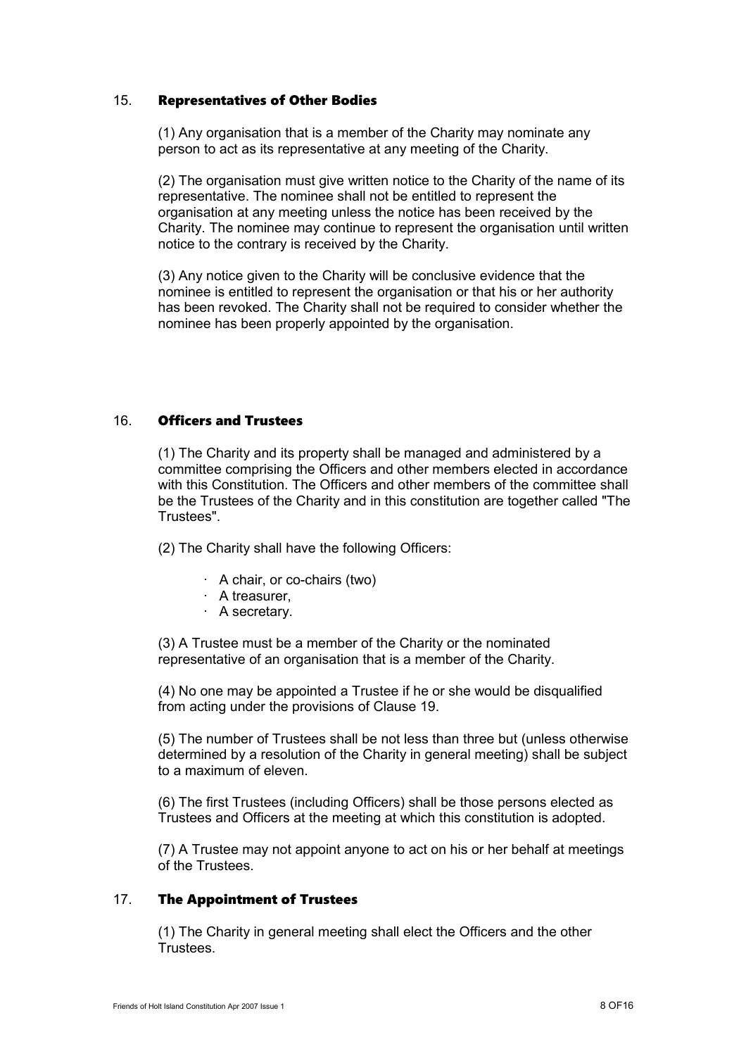## 15. Representatives of Other Bodies

(1) Any organisation that is a member of the Charity may nominate any person to act as its representative at any meeting of the Charity.

(2) The organisation must give written notice to the Charity of the name of its representative. The nominee shall not be entitled to represent the organisation at any meeting unless the notice has been received by the Charity. The nominee may continue to represent the organisation until written notice to the contrary is received by the Charity.

(3) Any notice given to the Charity will be conclusive evidence that the nominee is entitled to represent the organisation or that his or her authority has been revoked. The Charity shall not be required to consider whether the nominee has been properly appointed by the organisation.

## 16. Officers and Trustees

(1) The Charity and its property shall be managed and administered by a committee comprising the Officers and other members elected in accordance with this Constitution. The Officers and other members of the committee shall be the Trustees of the Charity and in this constitution are together called "The Trustees".

(2) The Charity shall have the following Officers:

- A chair, or co-chairs (two)
- A treasurer,
- A secretary.

(3) A Trustee must be a member of the Charity or the nominated representative of an organisation that is a member of the Charity.

(4) No one may be appointed a Trustee if he or she would be disqualified from acting under the provisions of Clause 19.

(5) The number of Trustees shall be not less than three but (unless otherwise determined by a resolution of the Charity in general meeting) shall be subject to a maximum of eleven.

(6) The first Trustees (including Officers) shall be those persons elected as Trustees and Officers at the meeting at which this constitution is adopted.

(7) A Trustee may not appoint anyone to act on his or her behalf at meetings of the Trustees.

## 17. The Appointment of Trustees

(1) The Charity in general meeting shall elect the Officers and the other Trustees.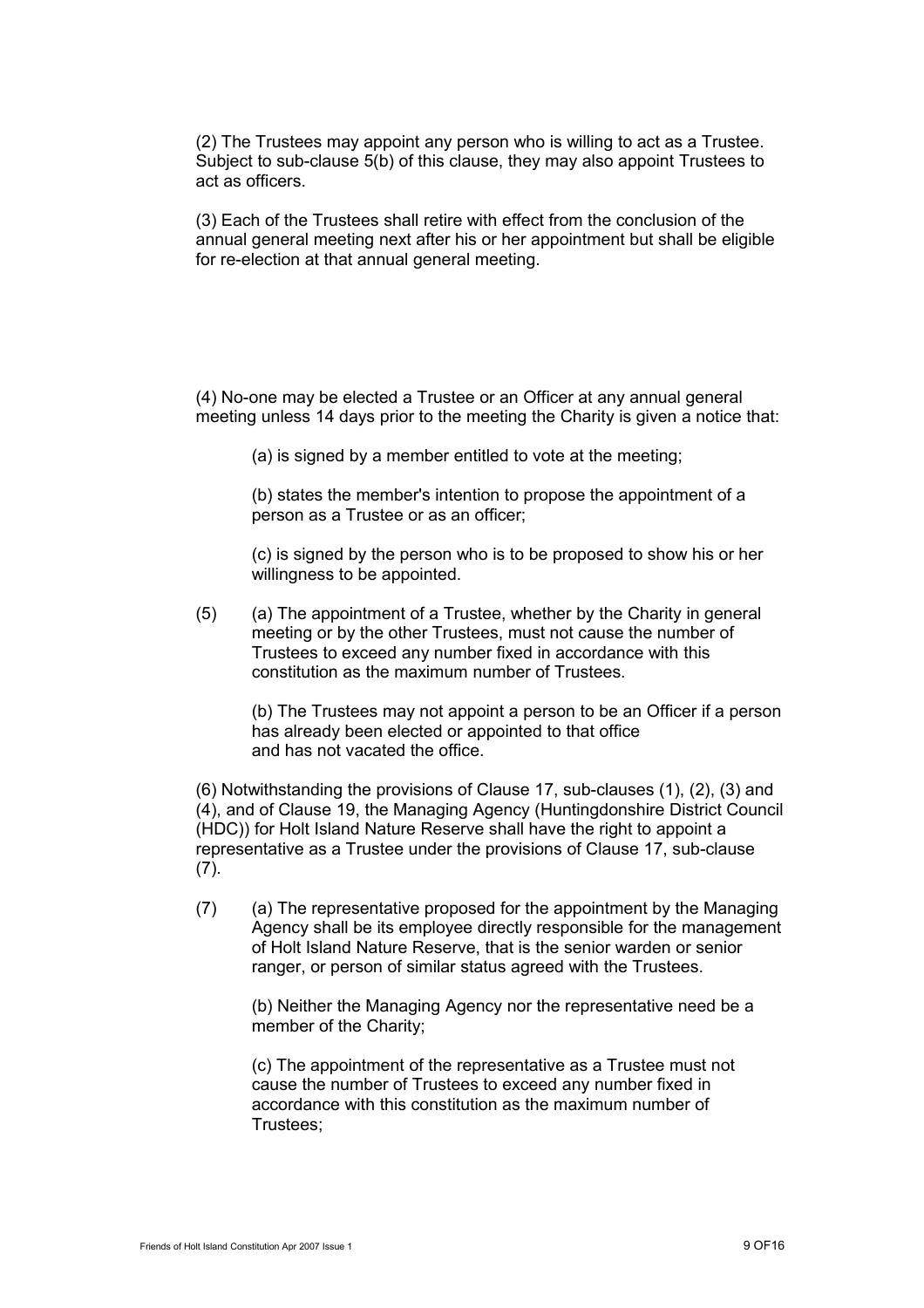(2) The Trustees may appoint any person who is willing to act as a Trustee. Subject to sub-clause 5(b) of this clause, they may also appoint Trustees to act as officers.

(3) Each of the Trustees shall retire with effect from the conclusion of the annual general meeting next after his or her appointment but shall be eligible for re-election at that annual general meeting.

(4) No-one may be elected a Trustee or an Officer at any annual general meeting unless 14 days prior to the meeting the Charity is given a notice that:

(a) is signed by a member entitled to vote at the meeting;

(b) states the member's intention to propose the appointment of a person as a Trustee or as an officer;

(c) is signed by the person who is to be proposed to show his or her willingness to be appointed.

(5) (a) The appointment of a Trustee, whether by the Charity in general meeting or by the other Trustees, must not cause the number of Trustees to exceed any number fixed in accordance with this constitution as the maximum number of Trustees.

(b) The Trustees may not appoint a person to be an Officer if a person has already been elected or appointed to that office and has not vacated the office.

(6) Notwithstanding the provisions of Clause 17, sub-clauses (1), (2), (3) and (4), and of Clause 19, the Managing Agency (Huntingdonshire District Council (HDC)) for Holt Island Nature Reserve shall have the right to appoint a representative as a Trustee under the provisions of Clause 17, sub-clause (7).

(7) (a) The representative proposed for the appointment by the Managing Agency shall be its employee directly responsible for the management of Holt Island Nature Reserve, that is the senior warden or senior ranger, or person of similar status agreed with the Trustees.

(b) Neither the Managing Agency nor the representative need be a member of the Charity;

(c) The appointment of the representative as a Trustee must not cause the number of Trustees to exceed any number fixed in accordance with this constitution as the maximum number of Trustees;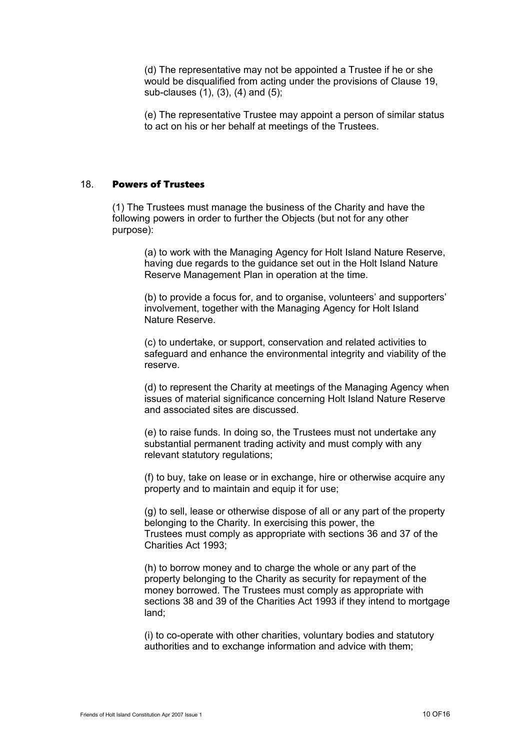(d) The representative may not be appointed a Trustee if he or she would be disqualified from acting under the provisions of Clause 19, sub-clauses (1), (3), (4) and (5);

(e) The representative Trustee may appoint a person of similar status to act on his or her behalf at meetings of the Trustees.

## 18. **Powers of Trustees**

(1) The Trustees must manage the business of the Charity and have the following powers in order to further the Objects (but not for any other purpose):

(a) to work with the Managing Agency for Holt Island Nature Reserve, having due regards to the guidance set out in the Holt Island Nature Reserve Management Plan in operation at the time.

(b) to provide a focus for, and to organise, volunteers' and supporters' involvement, together with the Managing Agency for Holt Island Nature Reserve.

(c) to undertake, or support, conservation and related activities to safeguard and enhance the environmental integrity and viability of the reserve.

(d) to represent the Charity at meetings of the Managing Agency when issues of material significance concerning Holt Island Nature Reserve and associated sites are discussed.

(e) to raise funds. In doing so, the Trustees must not undertake any substantial permanent trading activity and must comply with any relevant statutory regulations;

(f) to buy, take on lease or in exchange, hire or otherwise acquire any property and to maintain and equip it for use;

(g) to sell, lease or otherwise dispose of all or any part of the property belonging to the Charity. In exercising this power, the Trustees must comply as appropriate with sections 36 and 37 of the Charities Act 1993;

(h) to borrow money and to charge the whole or any part of the property belonging to the Charity as security for repayment of the money borrowed. The Trustees must comply as appropriate with sections 38 and 39 of the Charities Act 1993 if they intend to mortgage land;

(i) to co-operate with other charities, voluntary bodies and statutory authorities and to exchange information and advice with them;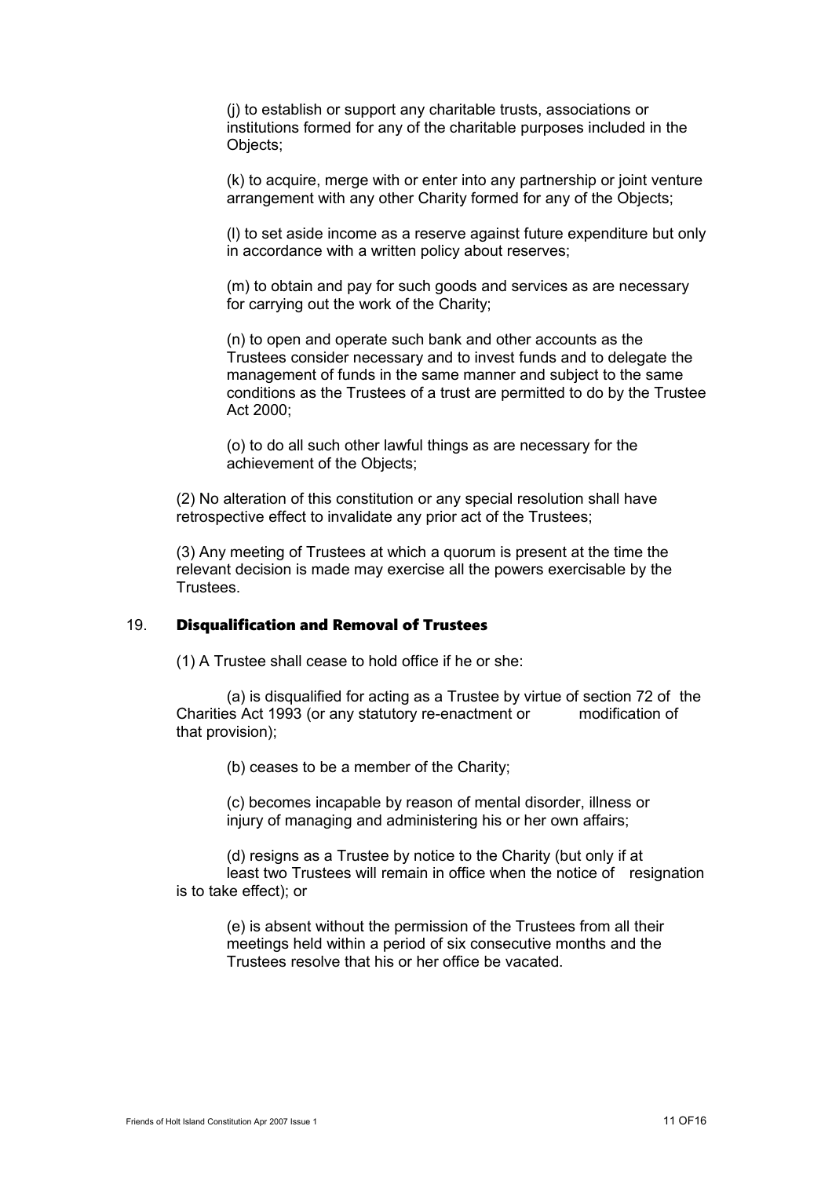(j) to establish or support any charitable trusts, associations or institutions formed for any of the charitable purposes included in the Objects;

(k) to acquire, merge with or enter into any partnership or joint venture arrangement with any other Charity formed for any of the Objects;

(l) to set aside income as a reserve against future expenditure but only in accordance with a written policy about reserves;

(m) to obtain and pay for such goods and services as are necessary for carrying out the work of the Charity;

(n) to open and operate such bank and other accounts as the Trustees consider necessary and to invest funds and to delegate the management of funds in the same manner and subject to the same conditions as the Trustees of a trust are permitted to do by the Trustee Act 2000;

(o) to do all such other lawful things as are necessary for the achievement of the Objects;

(2) No alteration of this constitution or any special resolution shall have retrospective effect to invalidate any prior act of the Trustees;

(3) Any meeting of Trustees at which a quorum is present at the time the relevant decision is made may exercise all the powers exercisable by the Trustees.

## 19. Disqualification and Removal of Trustees

(1) A Trustee shall cease to hold office if he or she:

(a) is disqualified for acting as a Trustee by virtue of section 72 of the Charities Act 1993 (or any statutory re-enactment or modification of that provision);

(b) ceases to be a member of the Charity;

(c) becomes incapable by reason of mental disorder, illness or injury of managing and administering his or her own affairs;

(d) resigns as a Trustee by notice to the Charity (but only if at least two Trustees will remain in office when the notice of resignation is to take effect); or

(e) is absent without the permission of the Trustees from all their meetings held within a period of six consecutive months and the Trustees resolve that his or her office be vacated.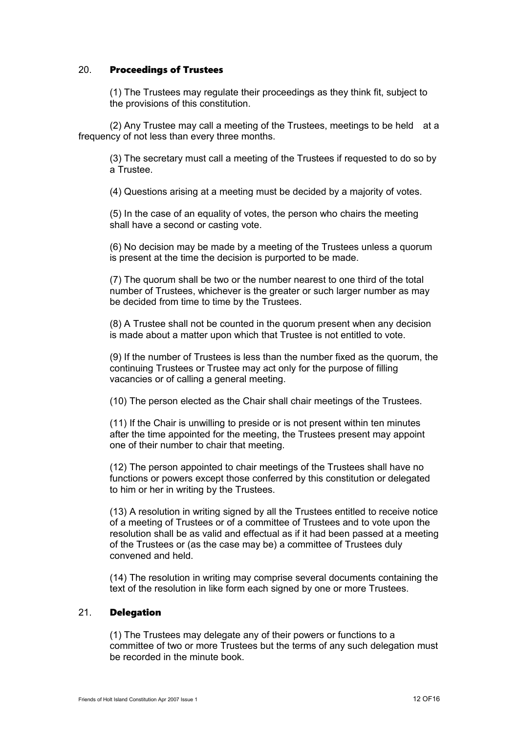## 20. Proceedings of Trustees

(1) The Trustees may regulate their proceedings as they think fit, subject to the provisions of this constitution.

(2) Any Trustee may call a meeting of the Trustees, meetings to be held at a frequency of not less than every three months.

(3) The secretary must call a meeting of the Trustees if requested to do so by a Trustee.

(4) Questions arising at a meeting must be decided by a majority of votes.

(5) In the case of an equality of votes, the person who chairs the meeting shall have a second or casting vote.

(6) No decision may be made by a meeting of the Trustees unless a quorum is present at the time the decision is purported to be made.

(7) The quorum shall be two or the number nearest to one third of the total number of Trustees, whichever is the greater or such larger number as may be decided from time to time by the Trustees.

(8) A Trustee shall not be counted in the quorum present when any decision is made about a matter upon which that Trustee is not entitled to vote.

(9) If the number of Trustees is less than the number fixed as the quorum, the continuing Trustees or Trustee may act only for the purpose of filling vacancies or of calling a general meeting.

(10) The person elected as the Chair shall chair meetings of the Trustees.

(11) If the Chair is unwilling to preside or is not present within ten minutes after the time appointed for the meeting, the Trustees present may appoint one of their number to chair that meeting.

(12) The person appointed to chair meetings of the Trustees shall have no functions or powers except those conferred by this constitution or delegated to him or her in writing by the Trustees.

(13) A resolution in writing signed by all the Trustees entitled to receive notice of a meeting of Trustees or of a committee of Trustees and to vote upon the resolution shall be as valid and effectual as if it had been passed at a meeting of the Trustees or (as the case may be) a committee of Trustees duly convened and held.

(14) The resolution in writing may comprise several documents containing the text of the resolution in like form each signed by one or more Trustees.

## 21. Delegation

(1) The Trustees may delegate any of their powers or functions to a committee of two or more Trustees but the terms of any such delegation must be recorded in the minute book.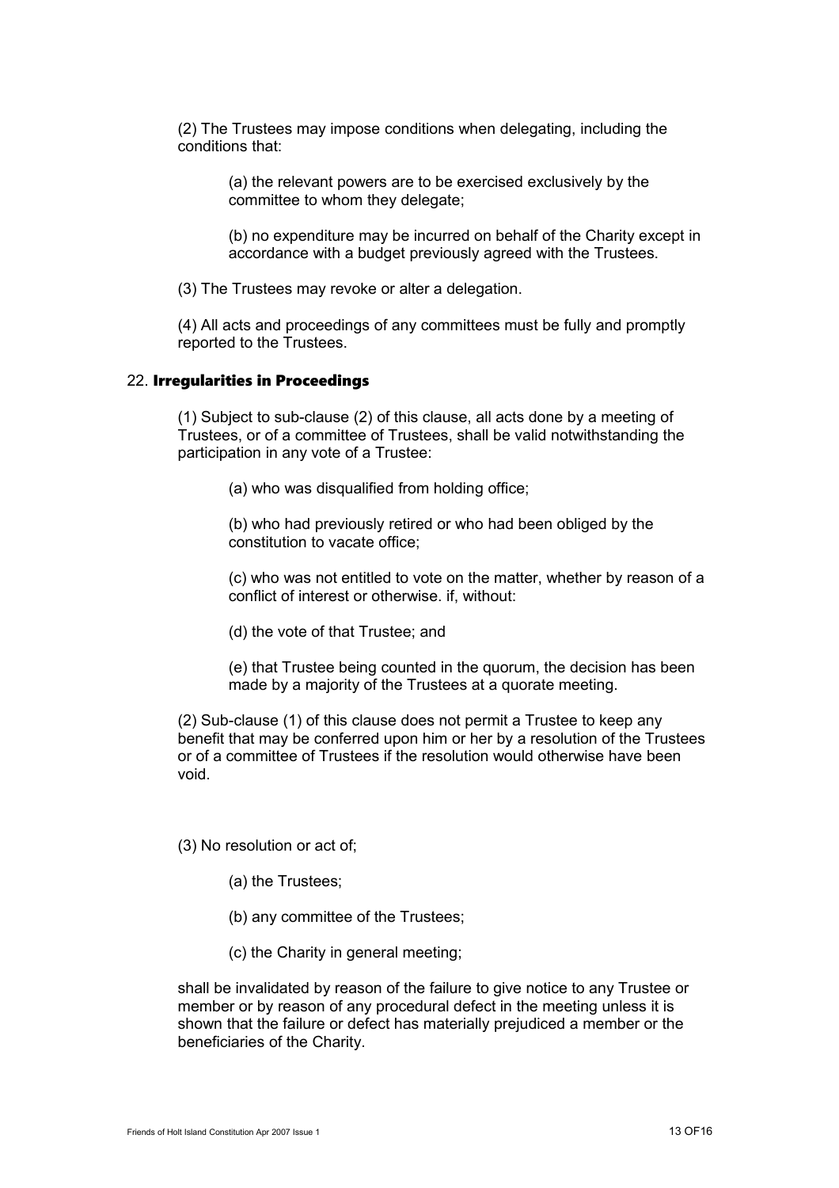(2) The Trustees may impose conditions when delegating, including the conditions that:

(a) the relevant powers are to be exercised exclusively by the committee to whom they delegate;

(b) no expenditure may be incurred on behalf of the Charity except in accordance with a budget previously agreed with the Trustees.

(3) The Trustees may revoke or alter a delegation.

(4) All acts and proceedings of any committees must be fully and promptly reported to the Trustees.

## 22. **Irregularities in Proceedings**

(1) Subject to sub-clause (2) of this clause, all acts done by a meeting of Trustees, or of a committee of Trustees, shall be valid notwithstanding the participation in any vote of a Trustee:

(a) who was disqualified from holding office;

(b) who had previously retired or who had been obliged by the constitution to vacate office;

(c) who was not entitled to vote on the matter, whether by reason of a conflict of interest or otherwise. if, without:

(d) the vote of that Trustee; and

(e) that Trustee being counted in the quorum, the decision has been made by a majority of the Trustees at a quorate meeting.

(2) Sub-clause (1) of this clause does not permit a Trustee to keep any benefit that may be conferred upon him or her by a resolution of the Trustees or of a committee of Trustees if the resolution would otherwise have been void.

(3) No resolution or act of;

(a) the Trustees;

(b) any committee of the Trustees;

(c) the Charity in general meeting;

shall be invalidated by reason of the failure to give notice to any Trustee or member or by reason of any procedural defect in the meeting unless it is shown that the failure or defect has materially prejudiced a member or the beneficiaries of the Charity.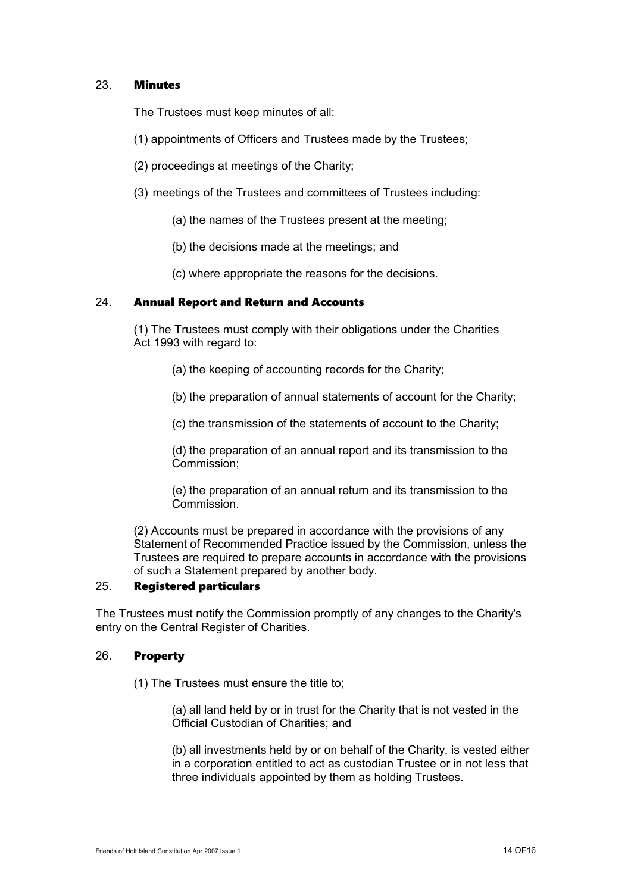## 23. Minutes

The Trustees must keep minutes of all:

(1) appointments of Officers and Trustees made by the Trustees;

(2) proceedings at meetings of the Charity;

(3) meetings of the Trustees and committees of Trustees including:

(a) the names of the Trustees present at the meeting;

(b) the decisions made at the meetings; and

(c) where appropriate the reasons for the decisions.

## 24. Annual Report and Return and Accounts

(1) The Trustees must comply with their obligations under the Charities Act 1993 with regard to:

(a) the keeping of accounting records for the Charity;

(b) the preparation of annual statements of account for the Charity;

(c) the transmission of the statements of account to the Charity;

(d) the preparation of an annual report and its transmission to the Commission;

(e) the preparation of an annual return and its transmission to the Commission.

(2) Accounts must be prepared in accordance with the provisions of any Statement of Recommended Practice issued by the Commission, unless the Trustees are required to prepare accounts in accordance with the provisions of such a Statement prepared by another body.

## 25. Registered particulars

The Trustees must notify the Commission promptly of any changes to the Charity's entry on the Central Register of Charities.

## 26. Property

(1) The Trustees must ensure the title to;

(a) all land held by or in trust for the Charity that is not vested in the Official Custodian of Charities; and

(b) all investments held by or on behalf of the Charity, is vested either in a corporation entitled to act as custodian Trustee or in not less that three individuals appointed by them as holding Trustees.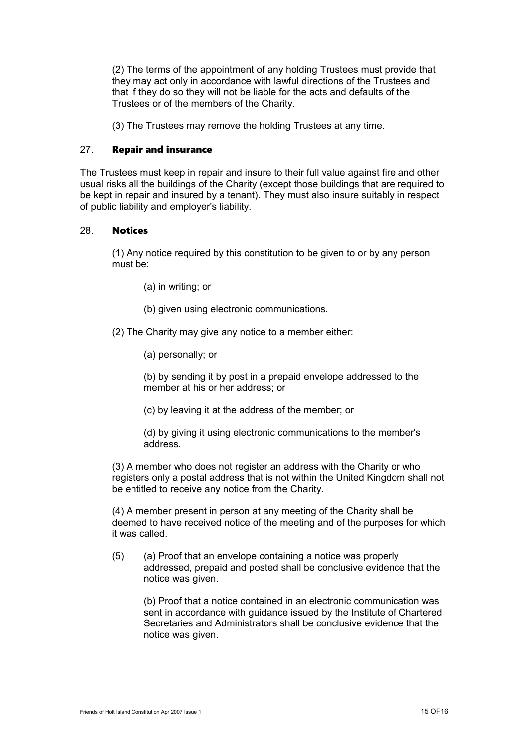(2) The terms of the appointment of any holding Trustees must provide that they may act only in accordance with lawful directions of the Trustees and that if they do so they will not be liable for the acts and defaults of the Trustees or of the members of the Charity.

(3) The Trustees may remove the holding Trustees at any time.

## 27. Repair and insurance

The Trustees must keep in repair and insure to their full value against fire and other usual risks all the buildings of the Charity (except those buildings that are required to be kept in repair and insured by a tenant). They must also insure suitably in respect of public liability and employer's liability.

## 28. Notices

(1) Any notice required by this constitution to be given to or by any person must be:

(a) in writing; or

(b) given using electronic communications.

(2) The Charity may give any notice to a member either:

(a) personally; or

(b) by sending it by post in a prepaid envelope addressed to the member at his or her address; or

(c) by leaving it at the address of the member; or

(d) by giving it using electronic communications to the member's address.

(3) A member who does not register an address with the Charity or who registers only a postal address that is not within the United Kingdom shall not be entitled to receive any notice from the Charity.

(4) A member present in person at any meeting of the Charity shall be deemed to have received notice of the meeting and of the purposes for which it was called.

(5) (a) Proof that an envelope containing a notice was properly addressed, prepaid and posted shall be conclusive evidence that the notice was given.

(b) Proof that a notice contained in an electronic communication was sent in accordance with guidance issued by the Institute of Chartered Secretaries and Administrators shall be conclusive evidence that the notice was given.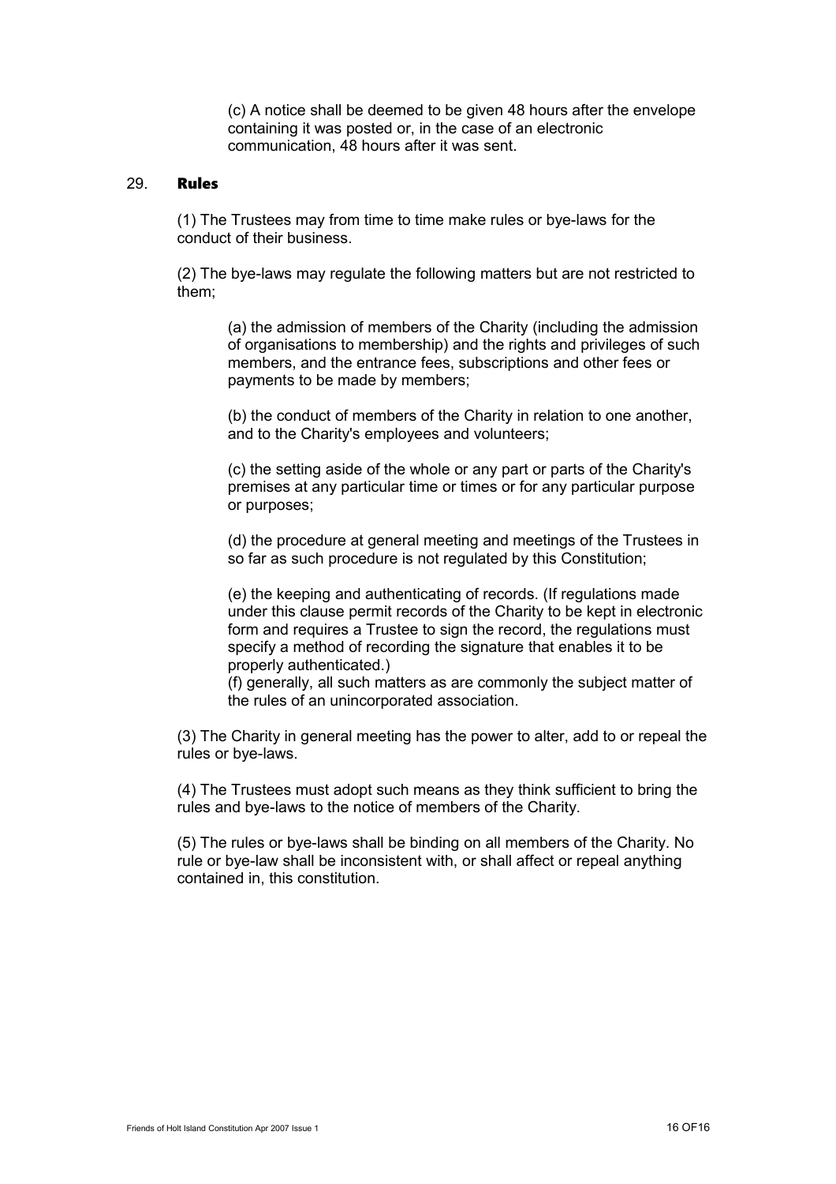(c) A notice shall be deemed to be given 48 hours after the envelope containing it was posted or, in the case of an electronic communication, 48 hours after it was sent.

## 29. Rules

(1) The Trustees may from time to time make rules or bye-laws for the conduct of their business.

(2) The bye-laws may regulate the following matters but are not restricted to them;

(a) the admission of members of the Charity (including the admission of organisations to membership) and the rights and privileges of such members, and the entrance fees, subscriptions and other fees or payments to be made by members;

(b) the conduct of members of the Charity in relation to one another, and to the Charity's employees and volunteers;

(c) the setting aside of the whole or any part or parts of the Charity's premises at any particular time or times or for any particular purpose or purposes;

(d) the procedure at general meeting and meetings of the Trustees in so far as such procedure is not regulated by this Constitution;

(e) the keeping and authenticating of records. (If regulations made under this clause permit records of the Charity to be kept in electronic form and requires a Trustee to sign the record, the regulations must specify a method of recording the signature that enables it to be properly authenticated.)

(f) generally, all such matters as are commonly the subject matter of the rules of an unincorporated association.

(3) The Charity in general meeting has the power to alter, add to or repeal the rules or bye-laws.

(4) The Trustees must adopt such means as they think sufficient to bring the rules and bye-laws to the notice of members of the Charity.

(5) The rules or bye-laws shall be binding on all members of the Charity. No rule or bye-law shall be inconsistent with, or shall affect or repeal anything contained in, this constitution.